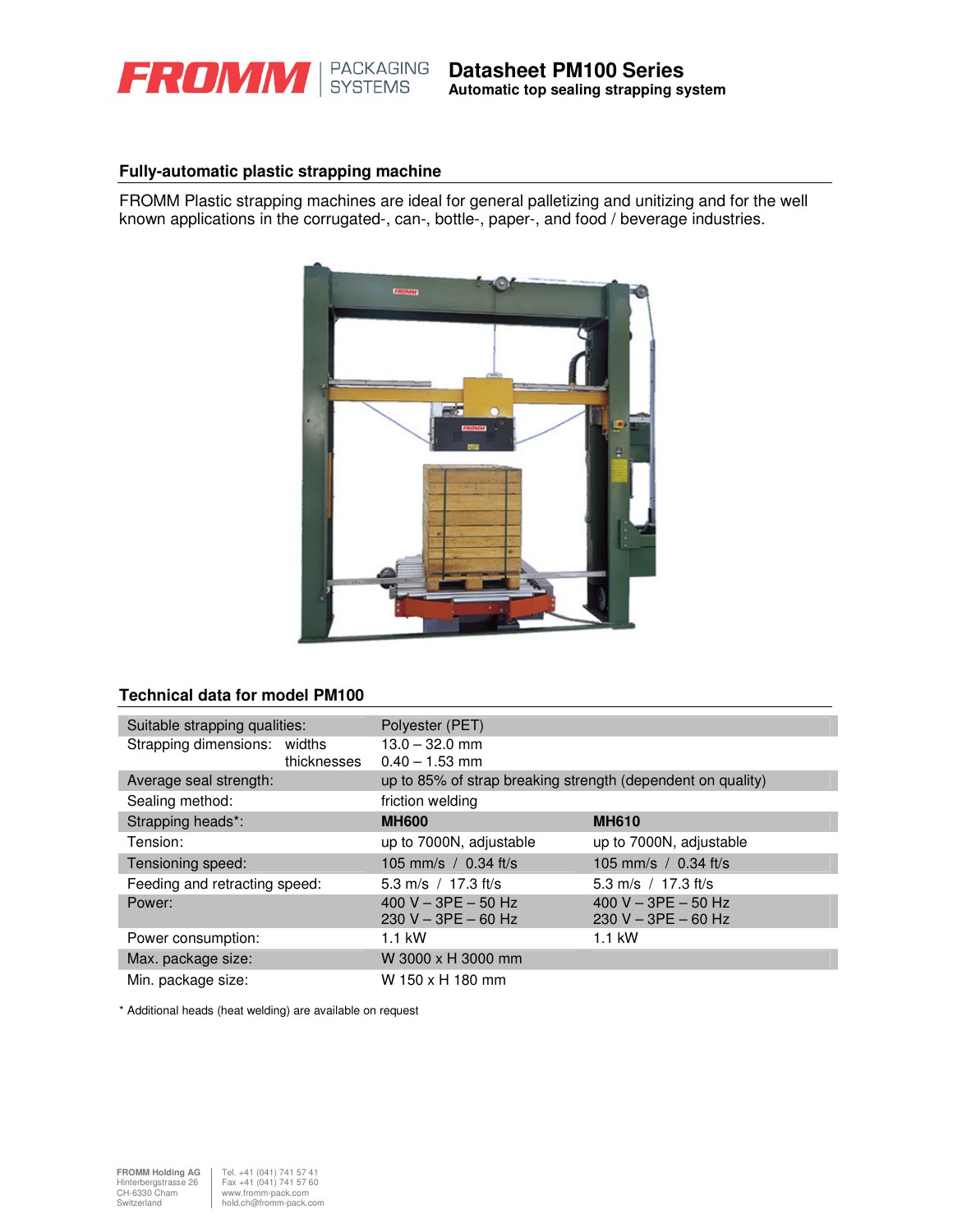# Datasheet PM100 Series

**Automatic top sealing strapping system**

## Fully-automatic plastic strapping machine

FROMM Plastic strapping machines are ideal for general palletizing and unitizing and for the well known applications in the corrugated-, can-, bottle-, paper-, and food / beverage industries.

## Technical data for model PM100

| | | | |
|---|---|---|---|
| Suitable strapping qualities: | | Polyester (PET) | |
| Strapping dimensions: | widths<br>thicknesses | 13.0 – 32.0 mm<br>0.40 – 1.53 mm | |
| Average seal strength: | | up to 85% of strap breaking strength (dependent on quality) | |
| Sealing method: | | friction welding | |
| Strapping heads*: | | **MH600** | **MH610** |
| Tension: | | up to 7000N, adjustable | up to 7000N, adjustable |
| Tensioning speed: | | 105 mm/s / 0.34 ft/s | 105 mm/s / 0.34 ft/s |
| Feeding and retracting speed: | | 5.3 m/s / 17.3 ft/s | 5.3 m/s / 17.3 ft/s |
| Power: | | 400 V – 3PE – 50 Hz<br>230 V – 3PE – 60 Hz | 400 V – 3PE – 50 Hz<br>230 V – 3PE – 60 Hz |
| Power consumption: | | 1.1 kW | 1.1 kW |
| Max. package size: | | W 3000 x H 3000 mm | |
| Min. package size: | | W 150 x H 180 mm | |

* Additional heads (heat welding) are available on request

FROMM Holding AG
Hinterbergstrasse 26
CH-6330 Cham
Switzerland

Tel. +41 (041) 741 57 41
Fax +41 (041) 741 57 60
www.fromm-pack.com
hold.ch@fromm-pack.com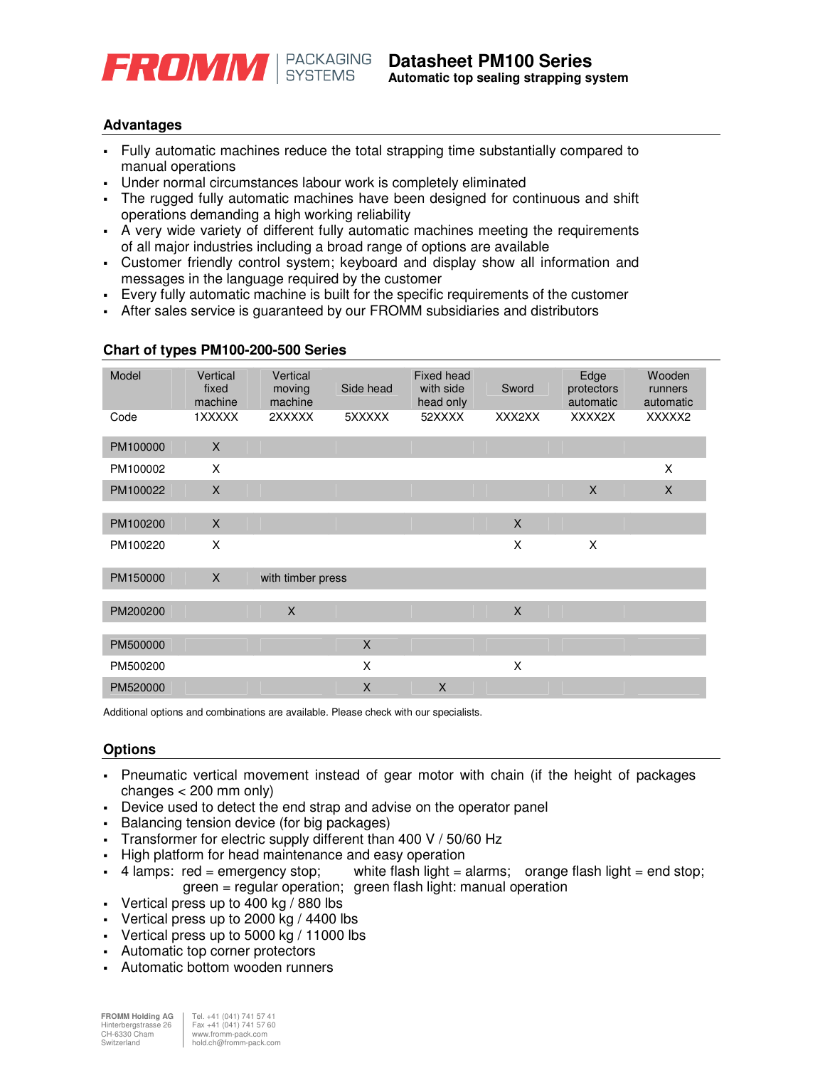# Datasheet PM100 Series

**Automatic top sealing strapping system**

## Advantages

- Fully automatic machines reduce the total strapping time substantially compared to manual operations
- Under normal circumstances labour work is completely eliminated
- The rugged fully automatic machines have been designed for continuous and shift operations demanding a high working reliability
- A very wide variety of different fully automatic machines meeting the requirements of all major industries including a broad range of options are available
- Customer friendly control system; keyboard and display show all information and messages in the language required by the customer
- Every fully automatic machine is built for the specific requirements of the customer
- After sales service is guaranteed by our FROMM subsidiaries and distributors

## Chart of types PM100-200-500 Series

| Model | Vertical fixed machine | Vertical moving machine | Side head | Fixed head with side head only | Sword | Edge protectors automatic | Wooden runners automatic |
|---|---|---|---|---|---|---|---|
| Code | 1XXXXX | 2XXXXX | 5XXXXX | 52XXXX | XXX2XX | XXXX2X | XXXXX2 |
| PM100000 | X | | | | | | |
| PM100002 | X | | | | | | X |
| PM100022 | X | | | | | X | X |
| PM100200 | X | | | | X | | |
| PM100220 | X | | | | X | X | |
| PM150000 | X | with timber press | | | | | |
| PM200200 | | X | | | X | | |
| PM500000 | | | X | | | | |
| PM500200 | | | X | | X | | |
| PM520000 | | | X | X | | | |

Additional options and combinations are available. Please check with our specialists.

## Options

- Pneumatic vertical movement instead of gear motor with chain (if the height of packages changes < 200 mm only)
- Device used to detect the end strap and advise on the operator panel
- Balancing tension device (for big packages)
- Transformer for electric supply different than 400 V / 50/60 Hz
- High platform for head maintenance and easy operation
- 4 lamps: red = emergency stop; white flash light = alarms; orange flash light = end stop; green = regular operation; green flash light: manual operation
- Vertical press up to 400 kg / 880 lbs
- Vertical press up to 2000 kg / 4400 lbs
- Vertical press up to 5000 kg / 11000 lbs
- Automatic top corner protectors
- Automatic bottom wooden runners